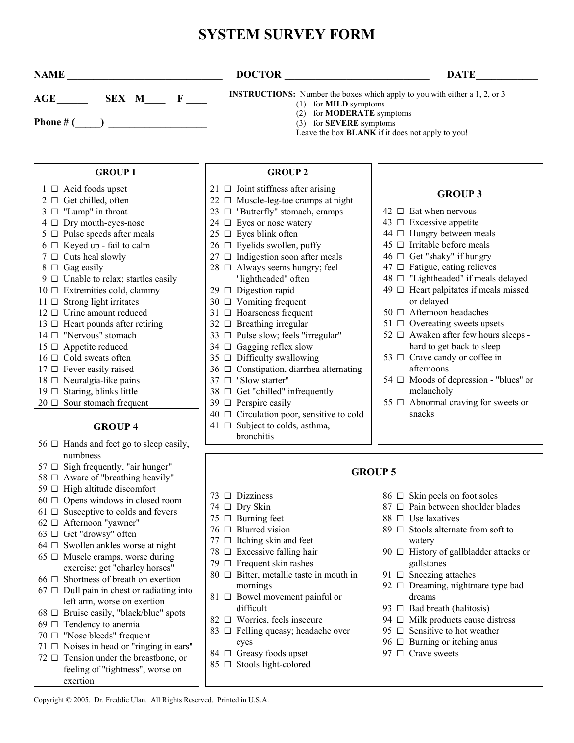# SYSTEM SURVEY FORM

**NAME** _______________________________ **DOCTOR** _____________________________ **DATE**____________

**AGE**______ **SEX M**____ **F** ____

**Phone # (**_____**)** ____________________

**INSTRUCTIONS:** Number the boxes which apply to you with either a 1, 2, or 3
(1) for **MILD** symptoms
(2) for **MODERATE** symptoms
(3) for **SEVERE** symptoms
Leave the box **BLANK** if it does not apply to you!

## GROUP 1

1 ☐ Acid foods upset
2 ☐ Get chilled, often
3 ☐ "Lump" in throat
4 ☐ Dry mouth-eyes-nose
5 ☐ Pulse speeds after meals
6 ☐ Keyed up - fail to calm
7 ☐ Cuts heal slowly
8 ☐ Gag easily
9 ☐ Unable to relax; startles easily
10 ☐ Extremities cold, clammy
11 ☐ Strong light irritates
12 ☐ Urine amount reduced
13 ☐ Heart pounds after retiring
14 ☐ "Nervous" stomach
15 ☐ Appetite reduced
16 ☐ Cold sweats often
17 ☐ Fever easily raised
18 ☐ Neuralgia-like pains
19 ☐ Staring, blinks little
20 ☐ Sour stomach frequent

## GROUP 2

21 ☐ Joint stiffness after arising
22 ☐ Muscle-leg-toe cramps at night
23 ☐ "Butterfly" stomach, cramps
24 ☐ Eyes or nose watery
25 ☐ Eyes blink often
26 ☐ Eyelids swollen, puffy
27 ☐ Indigestion soon after meals
28 ☐ Always seems hungry; feel "lightheaded" often
29 ☐ Digestion rapid
30 ☐ Vomiting frequent
31 ☐ Hoarseness frequent
32 ☐ Breathing irregular
33 ☐ Pulse slow; feels "irregular"
34 ☐ Gagging reflex slow
35 ☐ Difficulty swallowing
36 ☐ Constipation, diarrhea alternating
37 ☐ "Slow starter"
38 ☐ Get "chilled" infrequently
39 ☐ Perspire easily
40 ☐ Circulation poor, sensitive to cold
41 ☐ Subject to colds, asthma, bronchitis

## GROUP 3

42 ☐ Eat when nervous
43 ☐ Excessive appetite
44 ☐ Hungry between meals
45 ☐ Irritable before meals
46 ☐ Get "shaky" if hungry
47 ☐ Fatigue, eating relieves
48 ☐ "Lightheaded" if meals delayed
49 ☐ Heart palpitates if meals missed or delayed
50 ☐ Afternoon headaches
51 ☐ Overeating sweets upsets
52 ☐ Awaken after few hours sleeps - hard to get back to sleep
53 ☐ Crave candy or coffee in afternoons
54 ☐ Moods of depression - "blues" or melancholy
55 ☐ Abnormal craving for sweets or snacks

## GROUP 4

56 ☐ Hands and feet go to sleep easily, numbness
57 ☐ Sigh frequently, "air hunger"
58 ☐ Aware of "breathing heavily"
59 ☐ High altitude discomfort
60 ☐ Opens windows in closed room
61 ☐ Susceptive to colds and fevers
62 ☐ Afternoon "yawner"
63 ☐ Get "drowsy" often
64 ☐ Swollen ankles worse at night
65 ☐ Muscle cramps, worse during exercise; get "charley horses"
66 ☐ Shortness of breath on exertion
67 ☐ Dull pain in chest or radiating into left arm, worse on exertion
68 ☐ Bruise easily, "black/blue" spots
69 ☐ Tendency to anemia
70 ☐ "Nose bleeds" frequent
71 ☐ Noises in head or "ringing in ears"
72 ☐ Tension under the breastbone, or feeling of "tightness", worse on exertion

## GROUP 5

73 ☐ Dizziness
74 ☐ Dry Skin
75 ☐ Burning feet
76 ☐ Blurred vision
77 ☐ Itching skin and feet
78 ☐ Excessive falling hair
79 ☐ Frequent skin rashes
80 ☐ Bitter, metallic taste in mouth in mornings
81 ☐ Bowel movement painful or difficult
82 ☐ Worries, feels insecure
83 ☐ Felling queasy; headache over eyes
84 ☐ Greasy foods upset
85 ☐ Stools light-colored
86 ☐ Skin peels on foot soles
87 ☐ Pain between shoulder blades
88 ☐ Use laxatives
89 ☐ Stools alternate from soft to watery
90 ☐ History of gallbladder attacks or gallstones
91 ☐ Sneezing attaches
92 ☐ Dreaming, nightmare type bad dreams
93 ☐ Bad breath (halitosis)
94 ☐ Milk products cause distress
95 ☐ Sensitive to hot weather
96 ☐ Burning or itching anus
97 ☐ Crave sweets

Copyright © 2005. Dr. Freddie Ulan. All Rights Reserved. Printed in U.S.A.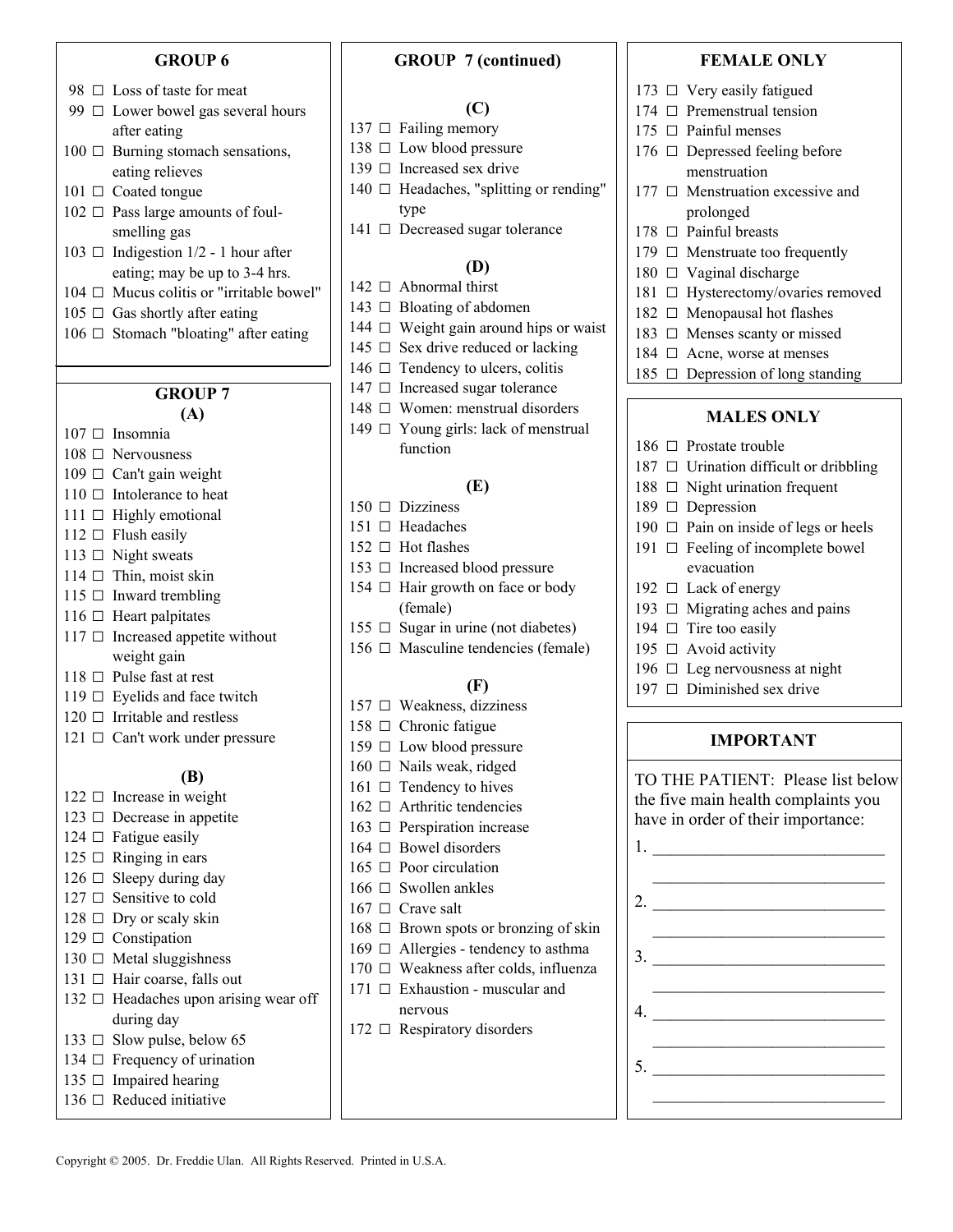## GROUP 6

- 98 ☐ Loss of taste for meat
- 99 ☐ Lower bowel gas several hours after eating
- 100 ☐ Burning stomach sensations, eating relieves
- 101 ☐ Coated tongue
- 102 ☐ Pass large amounts of foul-smelling gas
- 103 ☐ Indigestion 1/2 - 1 hour after eating; may be up to 3-4 hrs.
- 104 ☐ Mucus colitis or "irritable bowel"
- 105 ☐ Gas shortly after eating
- 106 ☐ Stomach "bloating" after eating

## GROUP 7

### (A)

- 107 ☐ Insomnia
- 108 ☐ Nervousness
- 109 ☐ Can't gain weight
- 110 ☐ Intolerance to heat
- 111 ☐ Highly emotional
- 112 ☐ Flush easily
- 113 ☐ Night sweats
- 114 ☐ Thin, moist skin
- 115 ☐ Inward trembling
- 116 ☐ Heart palpitates
- 117 ☐ Increased appetite without weight gain
- 118 ☐ Pulse fast at rest
- 119 ☐ Eyelids and face twitch
- 120 ☐ Irritable and restless
- 121 ☐ Can't work under pressure

### (B)

- 122 ☐ Increase in weight
- 123 ☐ Decrease in appetite
- 124 ☐ Fatigue easily
- 125 ☐ Ringing in ears
- 126 ☐ Sleepy during day
- 127 ☐ Sensitive to cold
- 128 ☐ Dry or scaly skin
- 129 ☐ Constipation
- 130 ☐ Metal sluggishness
- 131 ☐ Hair coarse, falls out
- 132 ☐ Headaches upon arising wear off during day
- 133 ☐ Slow pulse, below 65
- 134 ☐ Frequency of urination
- 135 ☐ Impaired hearing
- 136 ☐ Reduced initiative

## GROUP 7 (continued)

### (C)

- 137 ☐ Failing memory
- 138 ☐ Low blood pressure
- 139 ☐ Increased sex drive
- 140 ☐ Headaches, "splitting or rending" type
- 141 ☐ Decreased sugar tolerance

### (D)

- 142 ☐ Abnormal thirst
- 143 ☐ Bloating of abdomen
- 144 ☐ Weight gain around hips or waist
- 145 ☐ Sex drive reduced or lacking
- 146 ☐ Tendency to ulcers, colitis
- 147 ☐ Increased sugar tolerance
- 148 ☐ Women: menstrual disorders
- 149 ☐ Young girls: lack of menstrual function

### (E)

- 150 ☐ Dizziness
- 151 ☐ Headaches
- 152 ☐ Hot flashes
- 153 ☐ Increased blood pressure
- 154 ☐ Hair growth on face or body (female)
- 155 ☐ Sugar in urine (not diabetes)
- 156 ☐ Masculine tendencies (female)

### (F)

- 157 ☐ Weakness, dizziness
- 158 ☐ Chronic fatigue
- 159 ☐ Low blood pressure
- 160 ☐ Nails weak, ridged
- 161 ☐ Tendency to hives
- 162 ☐ Arthritic tendencies
- 163 ☐ Perspiration increase
- 164 ☐ Bowel disorders
- 165 ☐ Poor circulation
- 166 ☐ Swollen ankles
- 167 ☐ Crave salt
- 168 ☐ Brown spots or bronzing of skin
- 169 ☐ Allergies - tendency to asthma
- 170 ☐ Weakness after colds, influenza
- 171 ☐ Exhaustion - muscular and nervous
- 172 ☐ Respiratory disorders

## FEMALE ONLY

- 173 ☐ Very easily fatigued
- 174 ☐ Premenstrual tension
- 175 ☐ Painful menses
- 176 ☐ Depressed feeling before menstruation
- 177 ☐ Menstruation excessive and prolonged
- 178 ☐ Painful breasts
- 179 ☐ Menstruate too frequently
- 180 ☐ Vaginal discharge
- 181 ☐ Hysterectomy/ovaries removed
- 182 ☐ Menopausal hot flashes
- 183 ☐ Menses scanty or missed
- 184 ☐ Acne, worse at menses
- 185 ☐ Depression of long standing

## MALES ONLY

- 186 ☐ Prostate trouble
- 187 ☐ Urination difficult or dribbling
- 188 ☐ Night urination frequent
- 189 ☐ Depression
- 190 ☐ Pain on inside of legs or heels
- 191 ☐ Feeling of incomplete bowel evacuation
- 192 ☐ Lack of energy
- 193 ☐ Migrating aches and pains
- 194 ☐ Tire too easily
- 195 ☐ Avoid activity
- 196 ☐ Leg nervousness at night
- 197 ☐ Diminished sex drive

## IMPORTANT

TO THE PATIENT: Please list below the five main health complaints you have in order of their importance:

1. ______________________________
   ______________________________
2. ______________________________
   ______________________________
3. ______________________________
   ______________________________
4. ______________________________
   ______________________________
5. ______________________________
   ______________________________

Copyright © 2005. Dr. Freddie Ulan. All Rights Reserved. Printed in U.S.A.